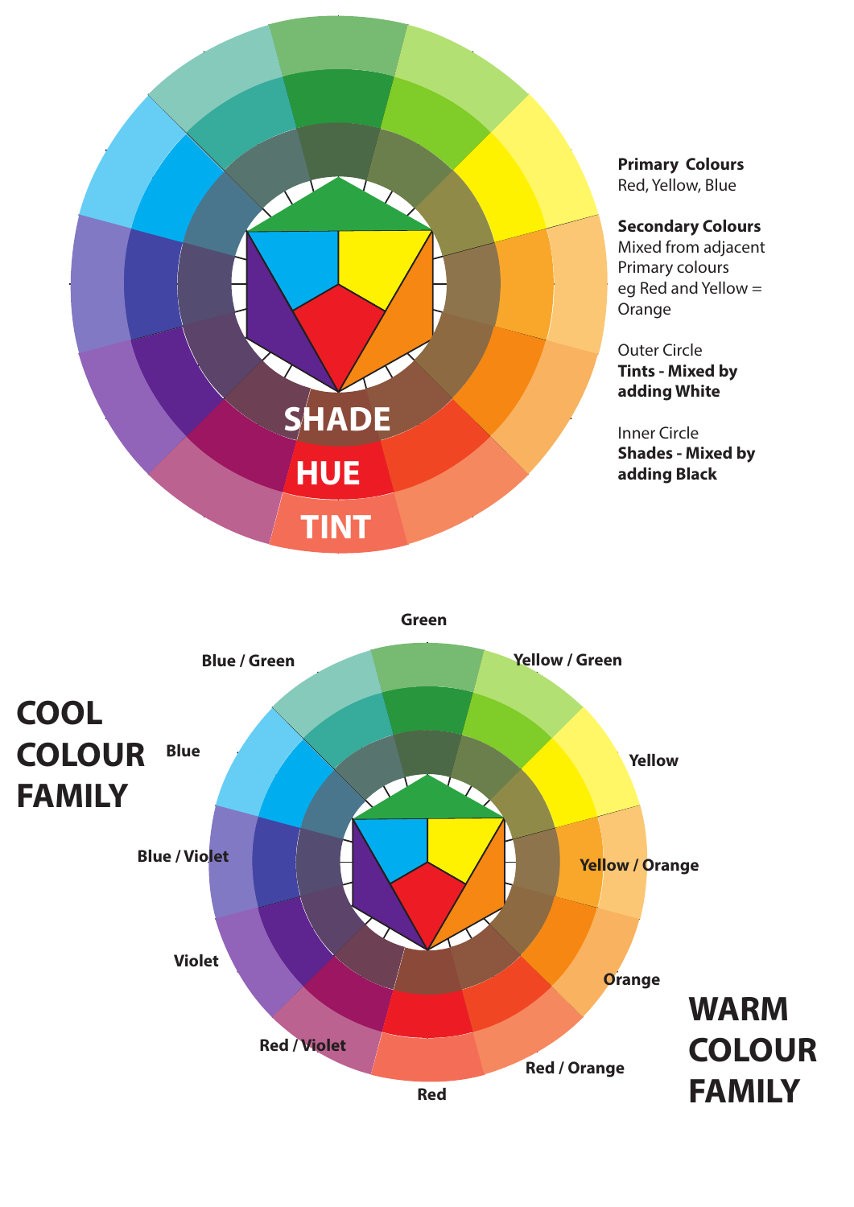SHADE

HUE

TINT

**Primary Colours**
Red, Yellow, Blue

**Secondary Colours**
Mixed from adjacent Primary colours eg Red and Yellow = Orange

Outer Circle
**Tints - Mixed by adding White**

Inner Circle
**Shades - Mixed by adding Black**

**Green**

**Blue / Green**

**Yellow / Green**

# COOL COLOUR FAMILY

**Blue**

**Yellow**

**Blue / Violet**

**Yellow / Orange**

**Violet**

**Orange**

# WARM COLOUR FAMILY

**Red / Violet**

**Red / Orange**

**Red**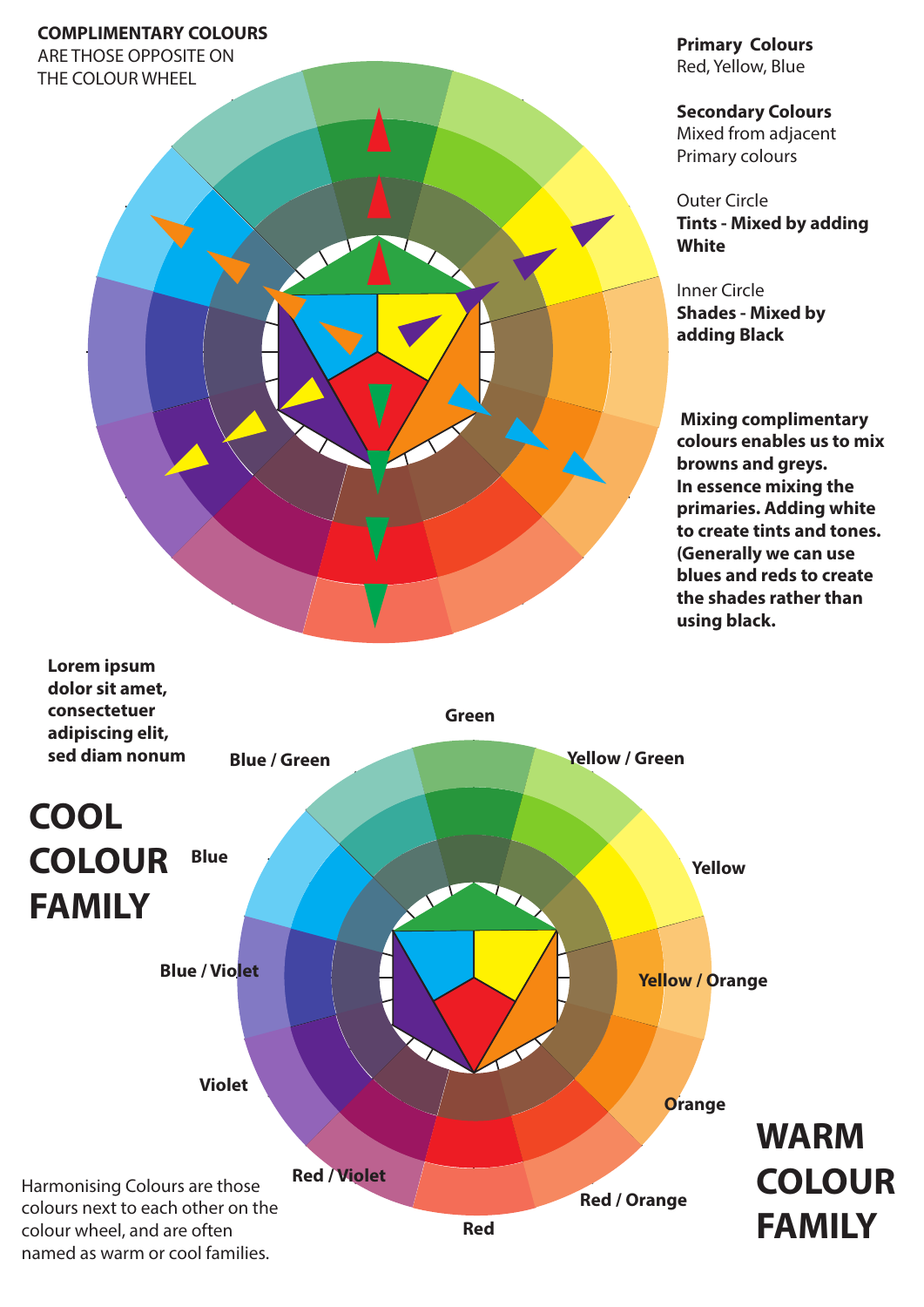**COMPLIMENTARY COLOURS**
ARE THOSE OPPOSITE ON THE COLOUR WHEEL

**Primary Colours**
Red, Yellow, Blue

**Secondary Colours**
Mixed from adjacent Primary colours

Outer Circle
**Tints - Mixed by adding White**

Inner Circle
**Shades - Mixed by adding Black**

**Mixing complimentary colours enables us to mix browns and greys. In essence mixing the primaries. Adding white to create tints and tones. (Generally we can use blues and reds to create the shades rather than using black.**

**Lorem ipsum dolor sit amet, consectetuer adipiscing elit, sed diam nonum**

# COOL COLOUR FAMILY

**Green**

**Blue / Green**

**Yellow / Green**

**Blue**

**Yellow**

**Blue / Violet**

**Yellow / Orange**

**Violet**

**Orange**

**Red / Violet**

**Red / Orange**

**Red**

# WARM COLOUR FAMILY

Harmonising Colours are those colours next to each other on the colour wheel, and are often named as warm or cool families.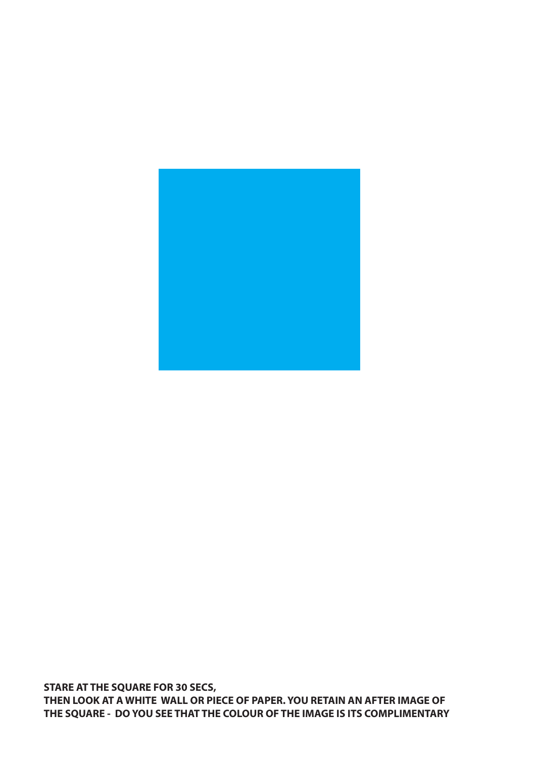**STARE AT THE SQUARE FOR 30 SECS,**
**THEN LOOK AT A WHITE WALL OR PIECE OF PAPER. YOU RETAIN AN AFTER IMAGE OF THE SQUARE - DO YOU SEE THAT THE COLOUR OF THE IMAGE IS ITS COMPLIMENTARY**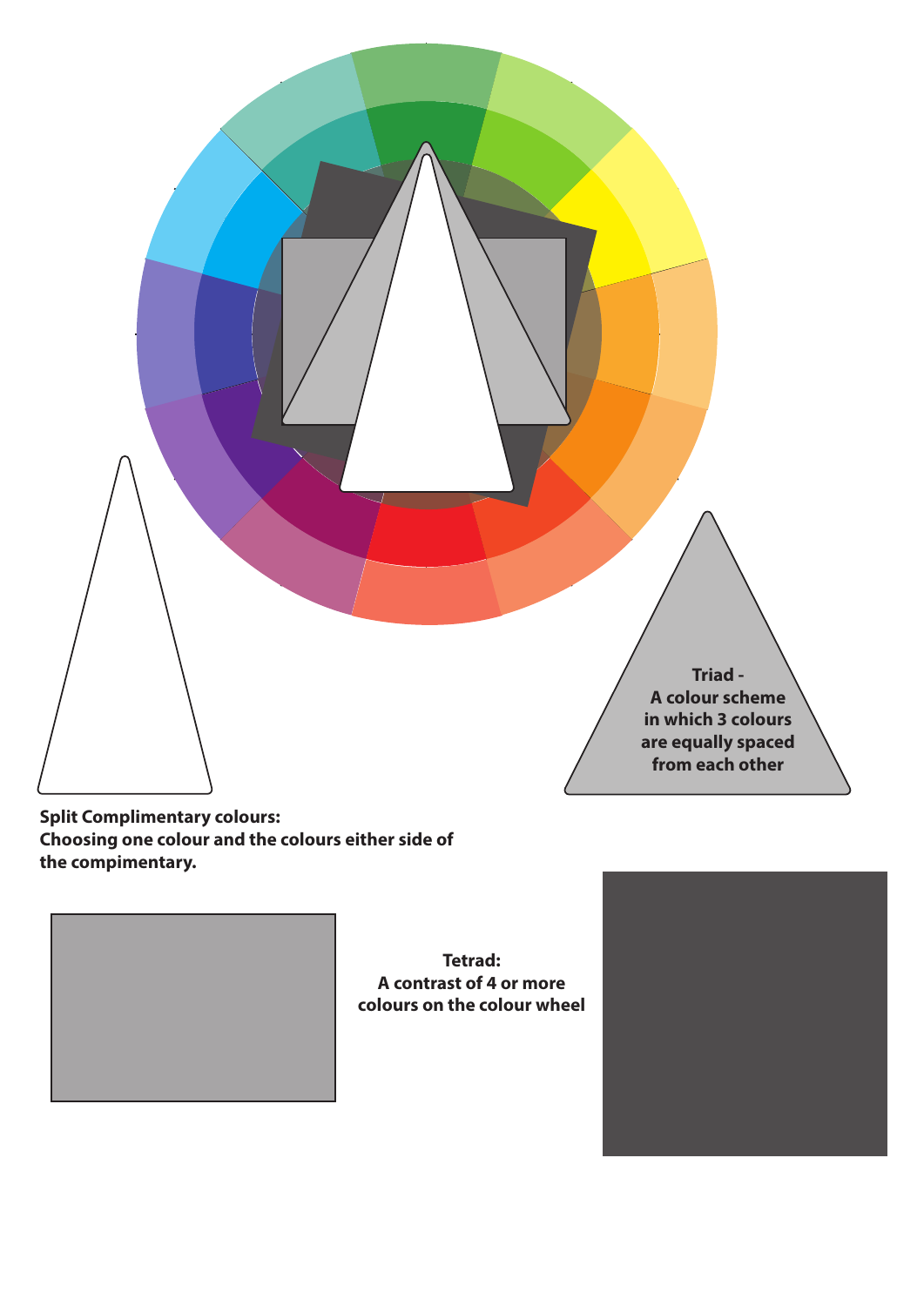**Triad -**
**A colour scheme in which 3 colours are equally spaced from each other**

**Split Complimentary colours:**
**Choosing one colour and the colours either side of the compimentary.**

**Tetrad:**
**A contrast of 4 or more colours on the colour wheel**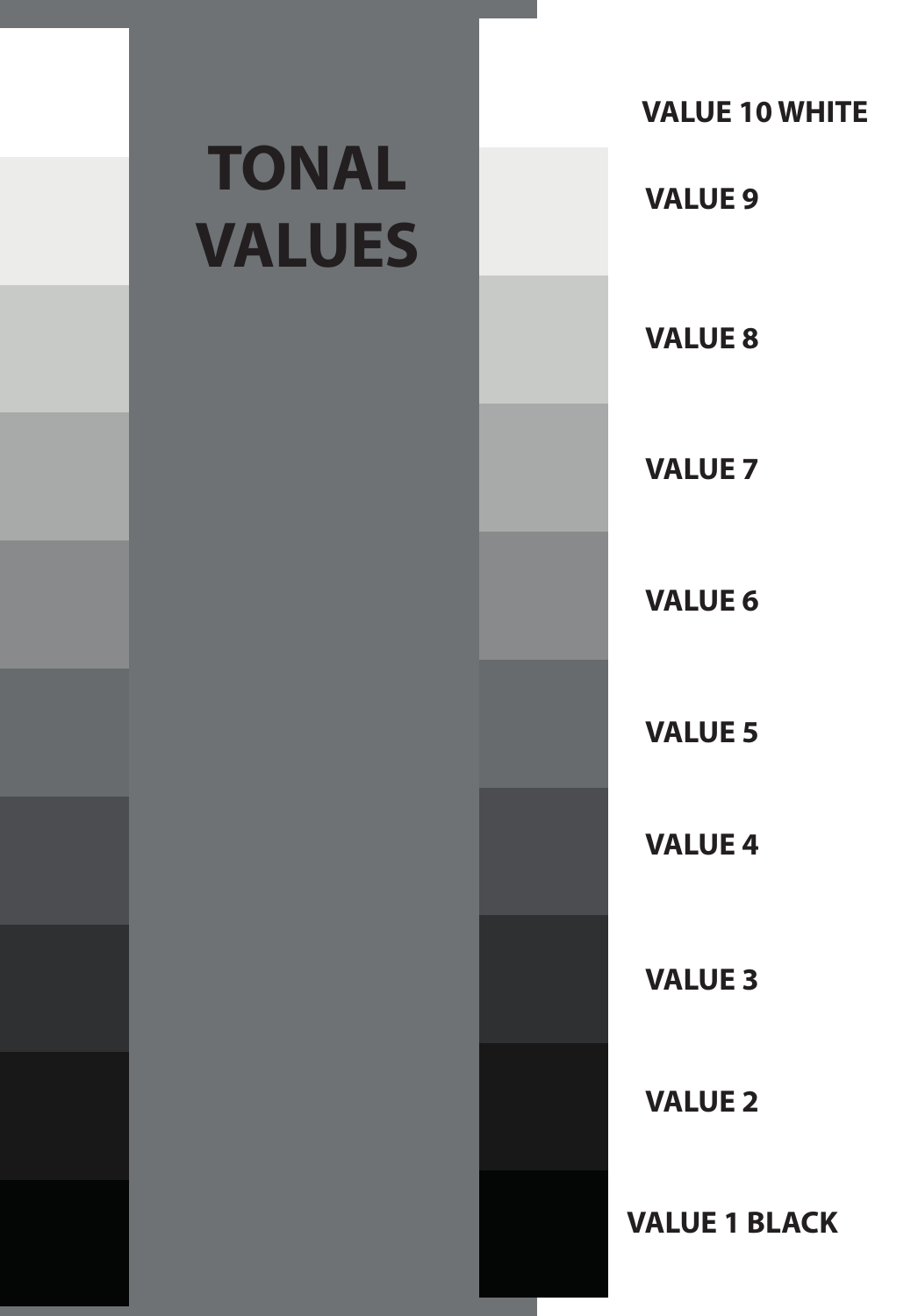# TONAL VALUES

**VALUE 10 WHITE**

**VALUE 9**

**VALUE 8**

**VALUE 7**

**VALUE 6**

**VALUE 5**

**VALUE 4**

**VALUE 3**

**VALUE 2**

**VALUE 1 BLACK**